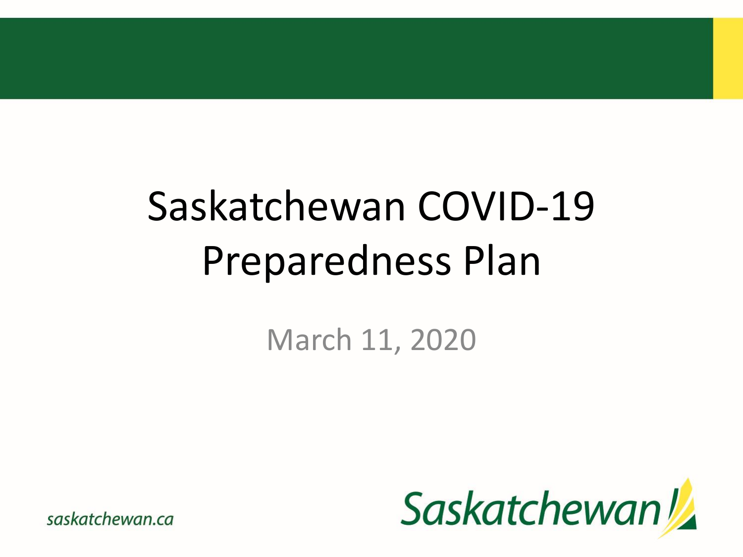# Saskatchewan COVID-19 Preparedness Plan

March 11, 2020

saskatchewan.ca

Saskatchewan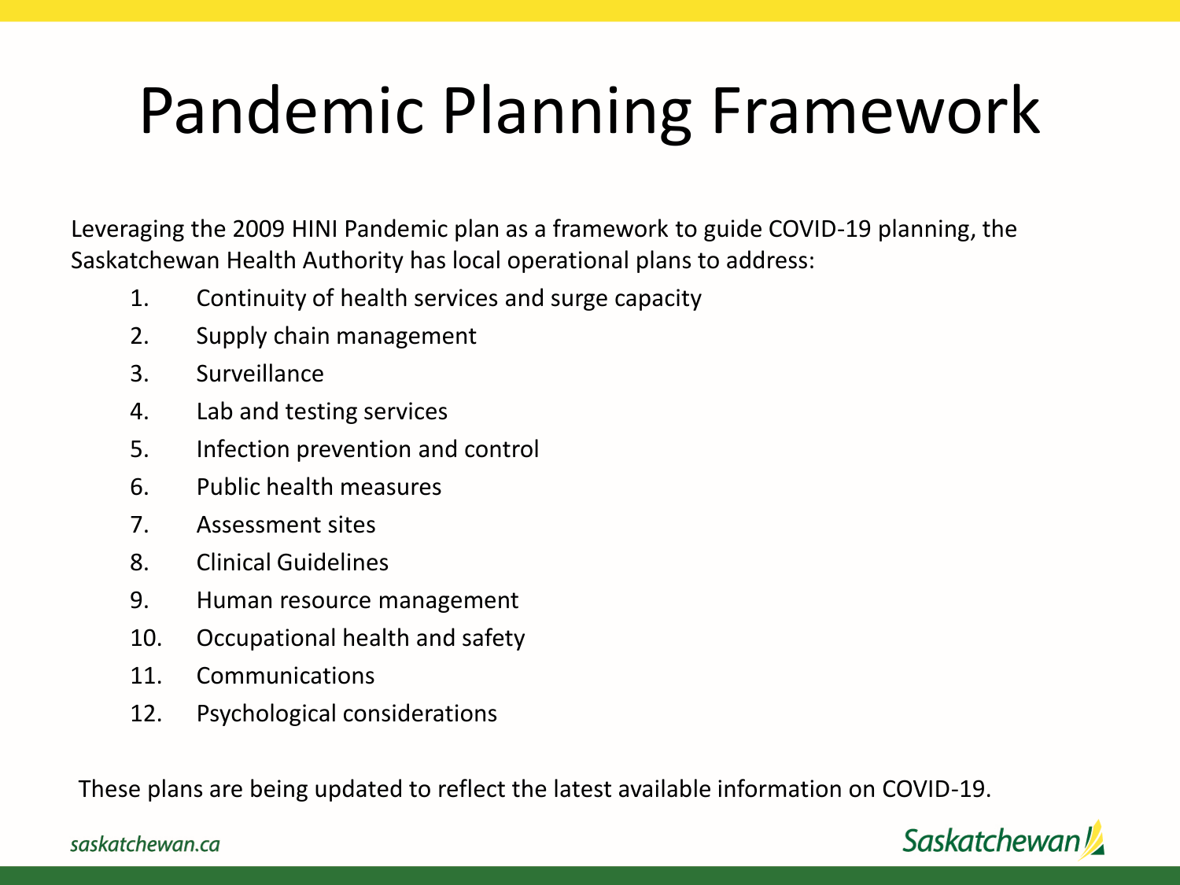# Pandemic Planning Framework

Leveraging the 2009 HINI Pandemic plan as a framework to guide COVID-19 planning, the Saskatchewan Health Authority has local operational plans to address:

1. Continuity of health services and surge capacity
2. Supply chain management
3. Surveillance
4. Lab and testing services
5. Infection prevention and control
6. Public health measures
7. Assessment sites
8. Clinical Guidelines
9. Human resource management
10. Occupational health and safety
11. Communications
12. Psychological considerations

These plans are being updated to reflect the latest available information on COVID-19.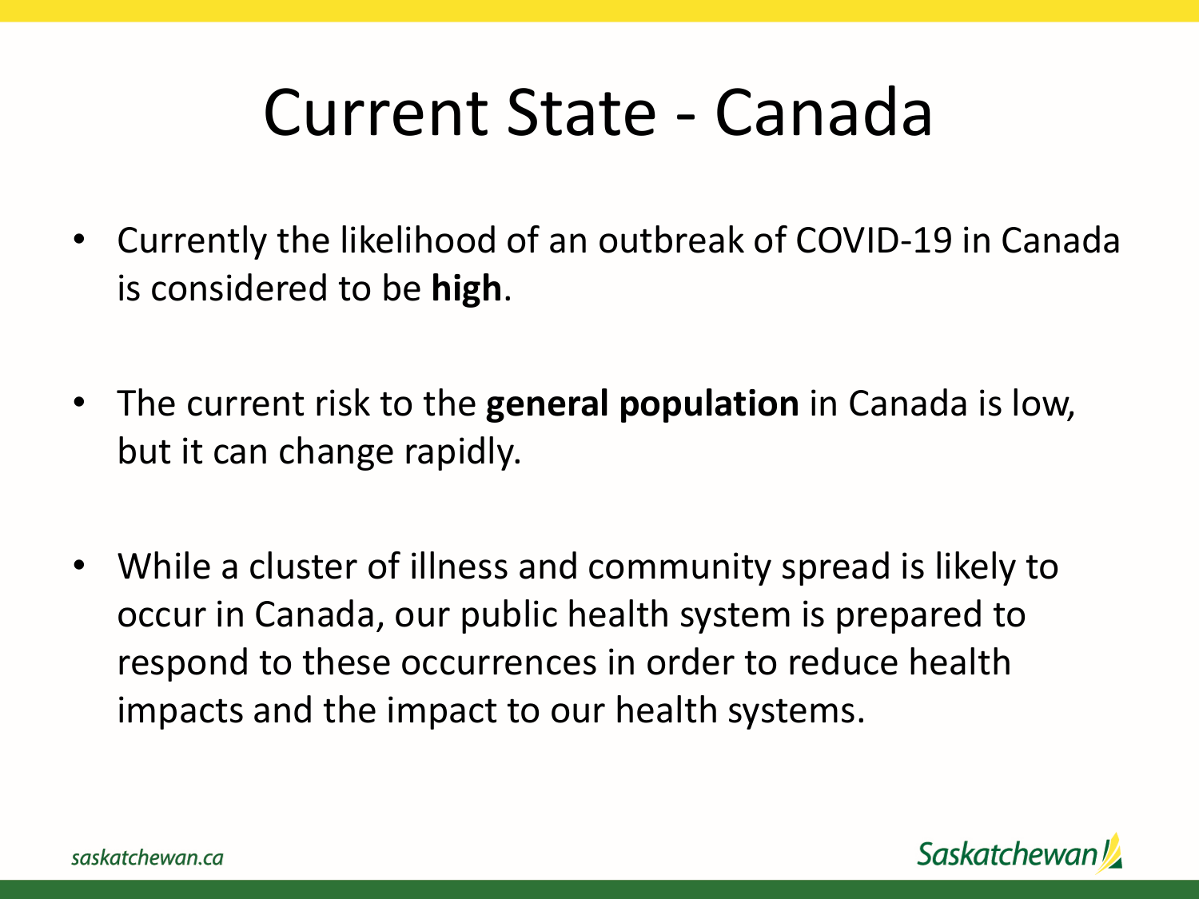# Current State - Canada

- Currently the likelihood of an outbreak of COVID-19 in Canada is considered to be **high**.
- The current risk to the **general population** in Canada is low, but it can change rapidly.
- While a cluster of illness and community spread is likely to occur in Canada, our public health system is prepared to respond to these occurrences in order to reduce health impacts and the impact to our health systems.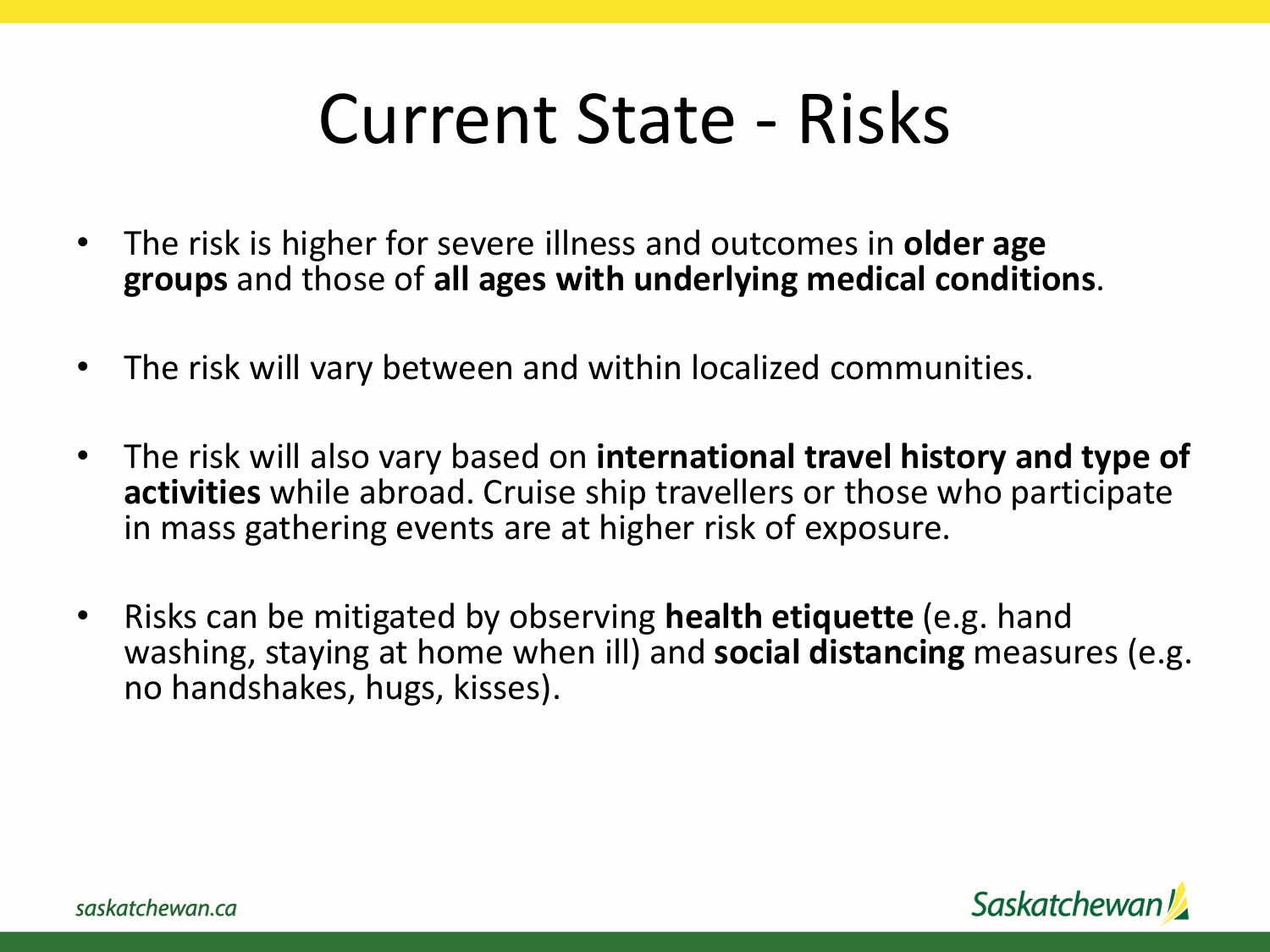# Current State - Risks

- The risk is higher for severe illness and outcomes in **older age groups** and those of **all ages with underlying medical conditions**.
- The risk will vary between and within localized communities.
- The risk will also vary based on **international travel history and type of activities** while abroad. Cruise ship travellers or those who participate in mass gathering events are at higher risk of exposure.
- Risks can be mitigated by observing **health etiquette** (e.g. hand washing, staying at home when ill) and **social distancing** measures (e.g. no handshakes, hugs, kisses).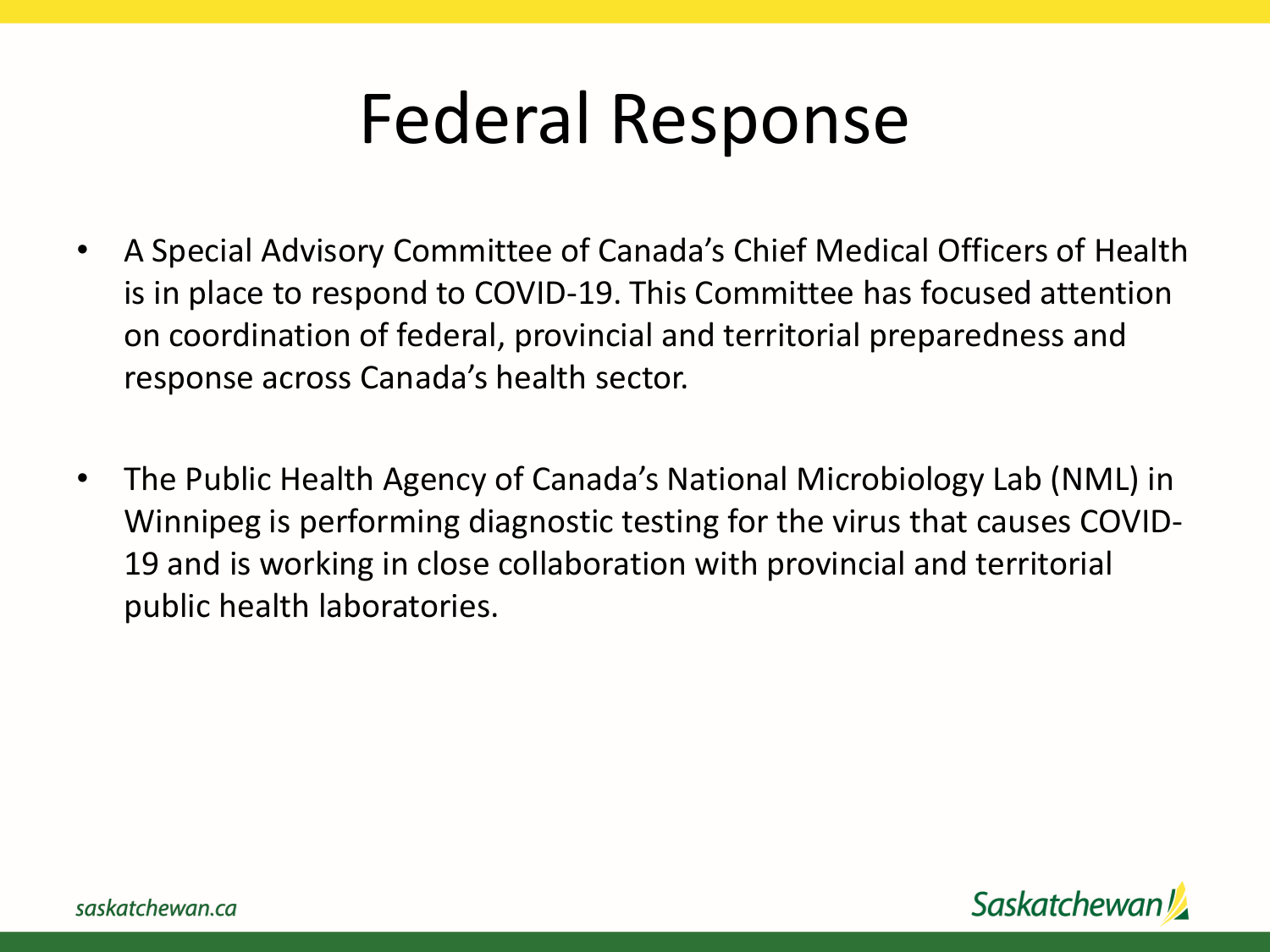# Federal Response

- A Special Advisory Committee of Canada's Chief Medical Officers of Health is in place to respond to COVID-19. This Committee has focused attention on coordination of federal, provincial and territorial preparedness and response across Canada's health sector.

- The Public Health Agency of Canada's National Microbiology Lab (NML) in Winnipeg is performing diagnostic testing for the virus that causes COVID-19 and is working in close collaboration with provincial and territorial public health laboratories.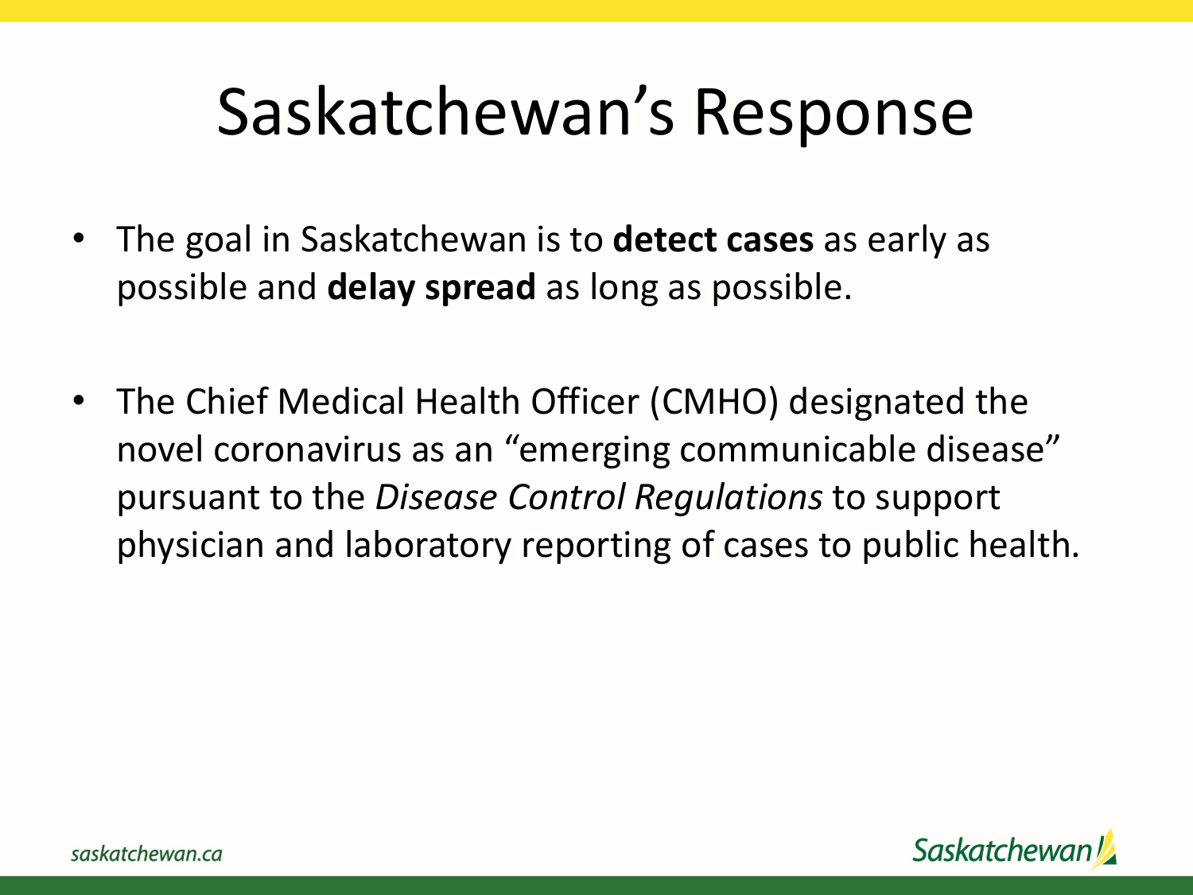# Saskatchewan’s Response

- The goal in Saskatchewan is to **detect cases** as early as possible and **delay spread** as long as possible.

- The Chief Medical Health Officer (CMHO) designated the novel coronavirus as an “emerging communicable disease” pursuant to the *Disease Control Regulations* to support physician and laboratory reporting of cases to public health.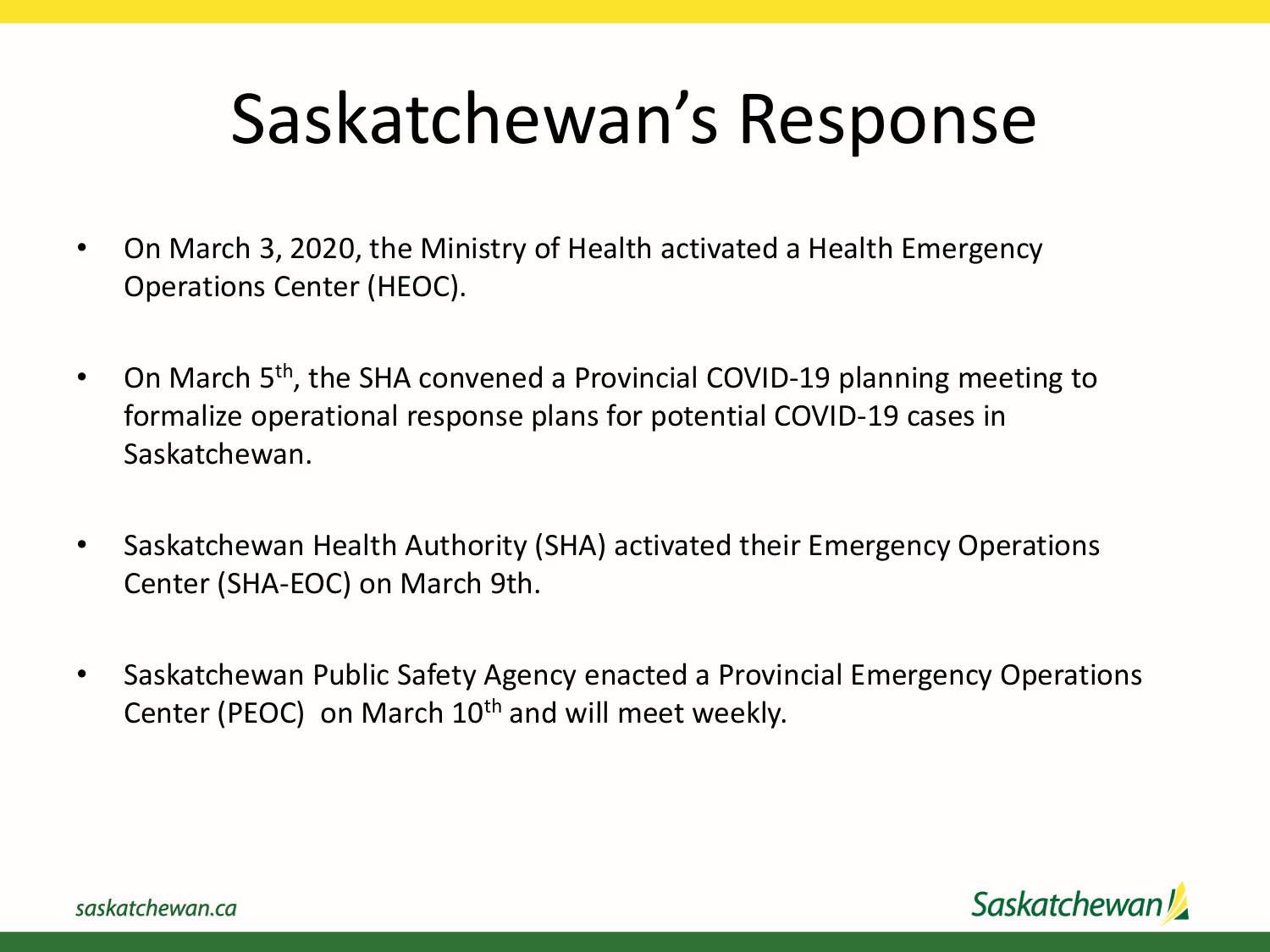# Saskatchewan's Response

- On March 3, 2020, the Ministry of Health activated a Health Emergency Operations Center (HEOC).

- On March 5th, the SHA convened a Provincial COVID-19 planning meeting to formalize operational response plans for potential COVID-19 cases in Saskatchewan.

- Saskatchewan Health Authority (SHA) activated their Emergency Operations Center (SHA-EOC) on March 9th.

- Saskatchewan Public Safety Agency enacted a Provincial Emergency Operations Center (PEOC) on March 10th and will meet weekly.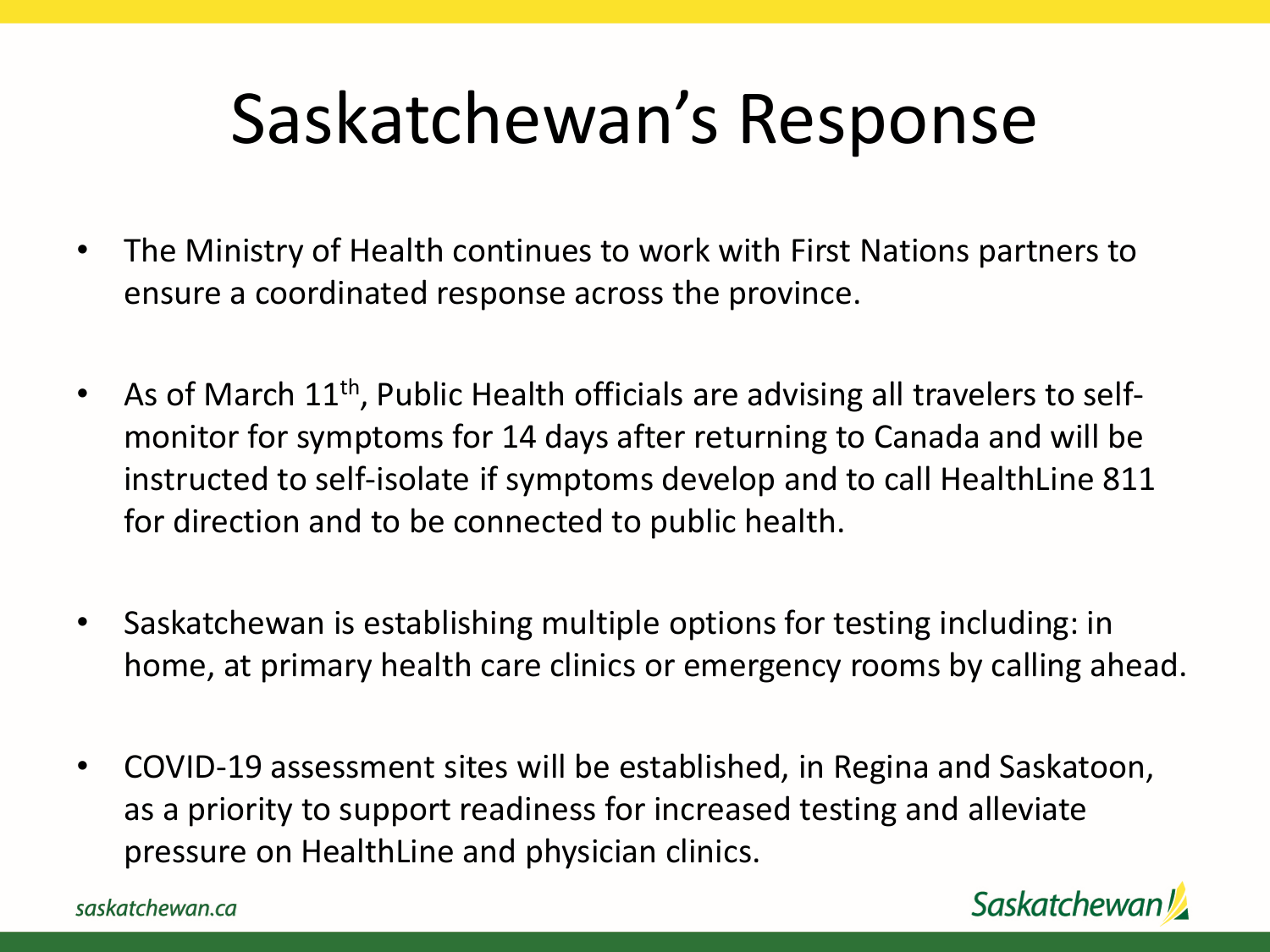# Saskatchewan's Response

- The Ministry of Health continues to work with First Nations partners to ensure a coordinated response across the province.

- As of March 11th, Public Health officials are advising all travelers to self-monitor for symptoms for 14 days after returning to Canada and will be instructed to self-isolate if symptoms develop and to call HealthLine 811 for direction and to be connected to public health.

- Saskatchewan is establishing multiple options for testing including: in home, at primary health care clinics or emergency rooms by calling ahead.

- COVID-19 assessment sites will be established, in Regina and Saskatoon, as a priority to support readiness for increased testing and alleviate pressure on HealthLine and physician clinics.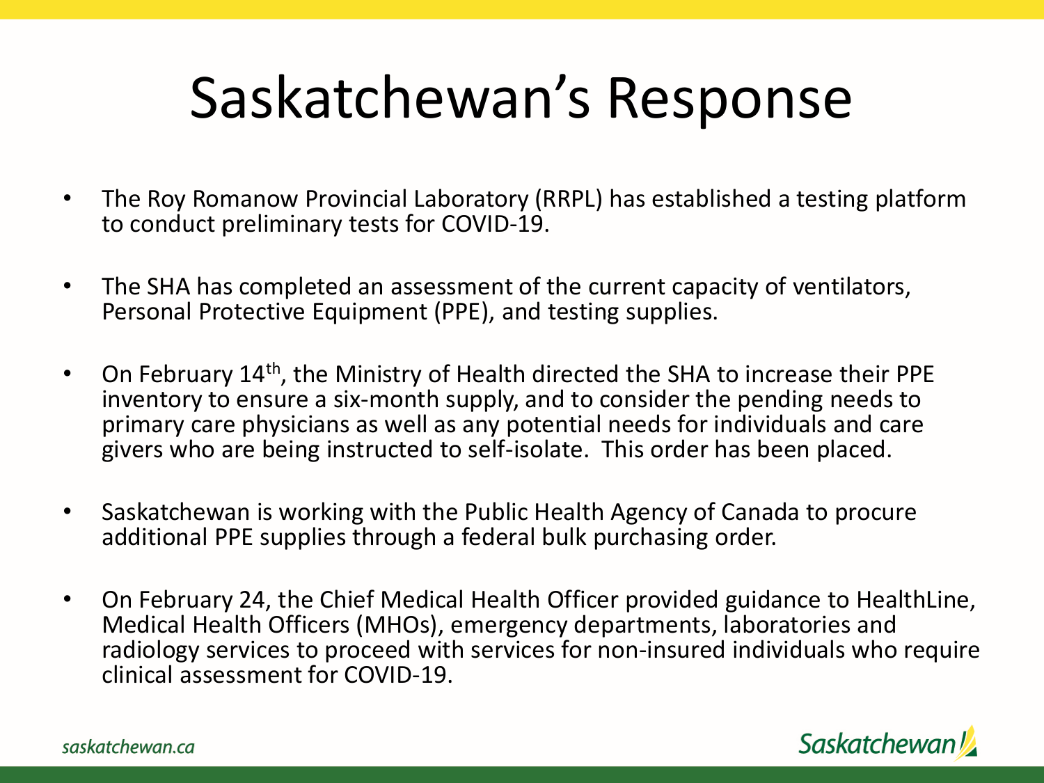# Saskatchewan's Response

- The Roy Romanow Provincial Laboratory (RRPL) has established a testing platform to conduct preliminary tests for COVID-19.
- The SHA has completed an assessment of the current capacity of ventilators, Personal Protective Equipment (PPE), and testing supplies.
- On February 14th, the Ministry of Health directed the SHA to increase their PPE inventory to ensure a six-month supply, and to consider the pending needs to primary care physicians as well as any potential needs for individuals and care givers who are being instructed to self-isolate. This order has been placed.
- Saskatchewan is working with the Public Health Agency of Canada to procure additional PPE supplies through a federal bulk purchasing order.
- On February 24, the Chief Medical Health Officer provided guidance to HealthLine, Medical Health Officers (MHOs), emergency departments, laboratories and radiology services to proceed with services for non-insured individuals who require clinical assessment for COVID-19.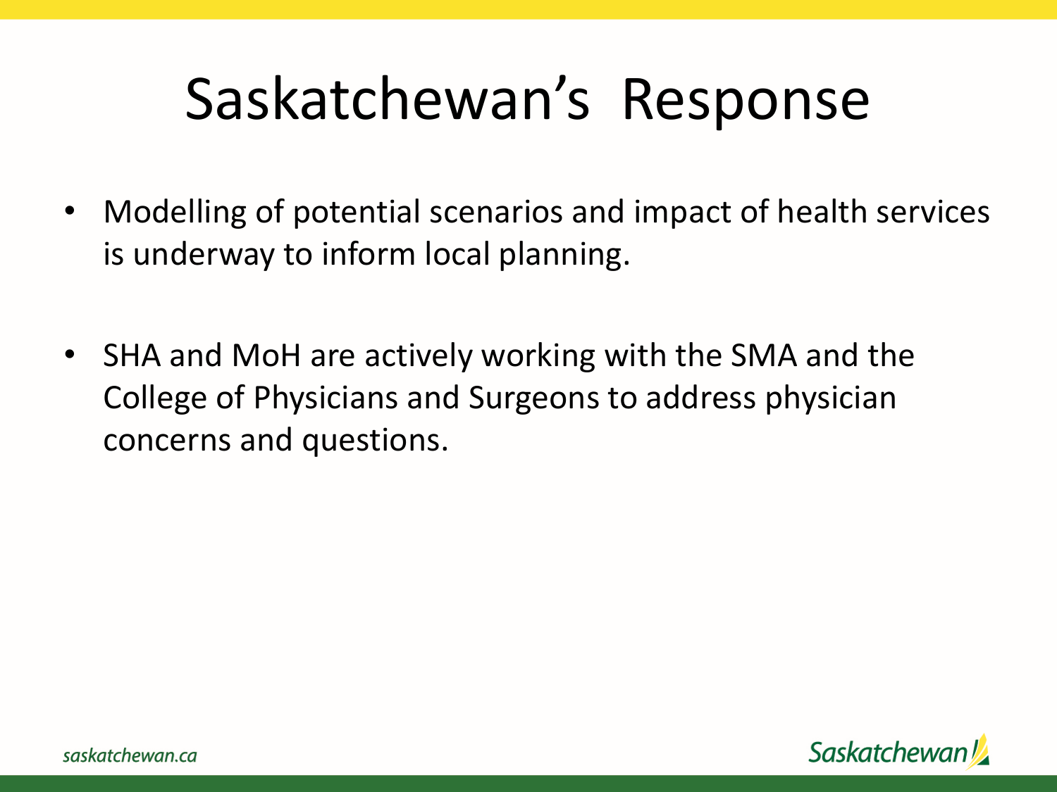# Saskatchewan's Response

- Modelling of potential scenarios and impact of health services is underway to inform local planning.
- SHA and MoH are actively working with the SMA and the College of Physicians and Surgeons to address physician concerns and questions.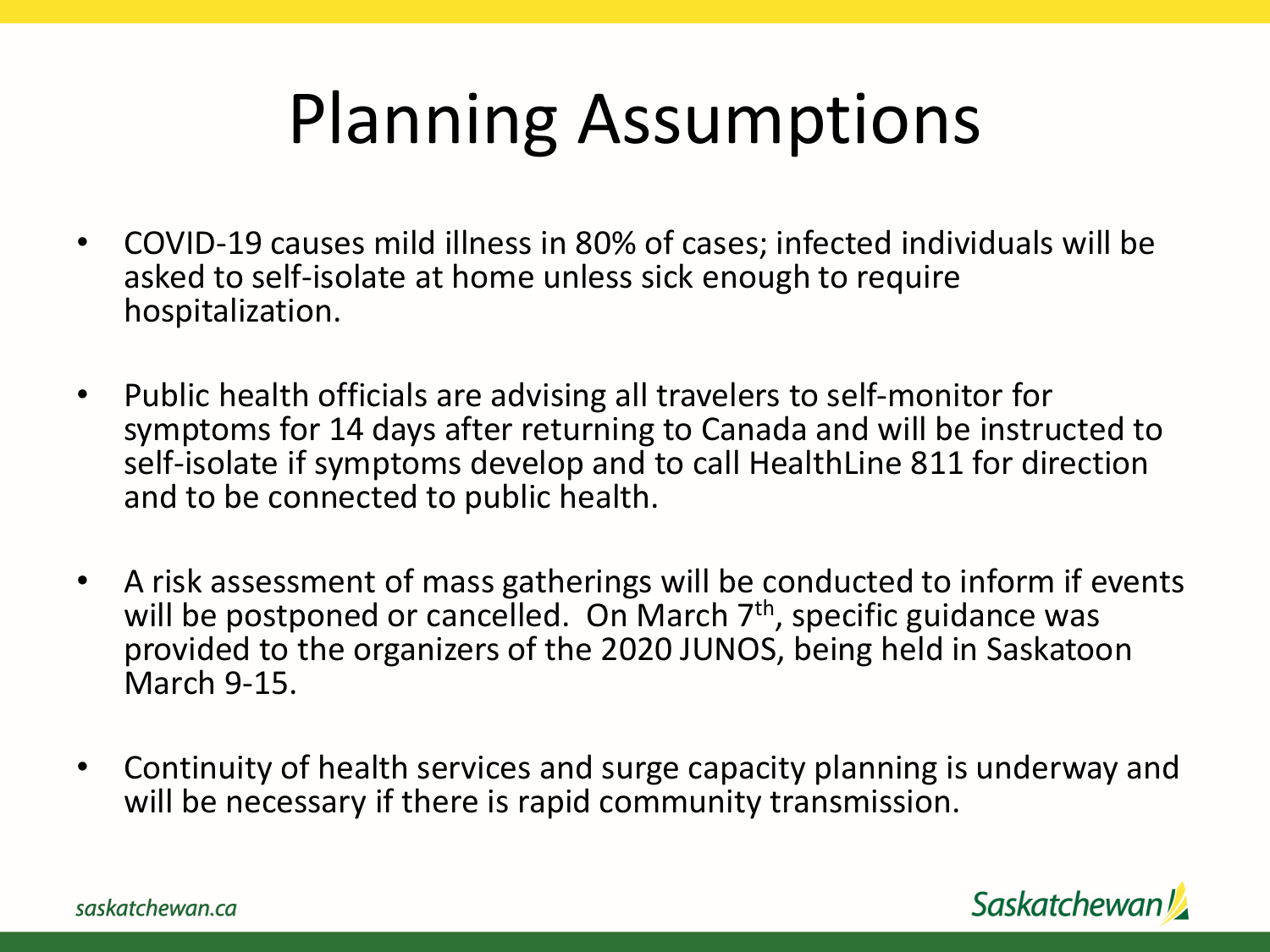# Planning Assumptions

- COVID-19 causes mild illness in 80% of cases; infected individuals will be asked to self-isolate at home unless sick enough to require hospitalization.
- Public health officials are advising all travelers to self-monitor for symptoms for 14 days after returning to Canada and will be instructed to self-isolate if symptoms develop and to call HealthLine 811 for direction and to be connected to public health.
- A risk assessment of mass gatherings will be conducted to inform if events will be postponed or cancelled. On March 7th, specific guidance was provided to the organizers of the 2020 JUNOS, being held in Saskatoon March 9-15.
- Continuity of health services and surge capacity planning is underway and will be necessary if there is rapid community transmission.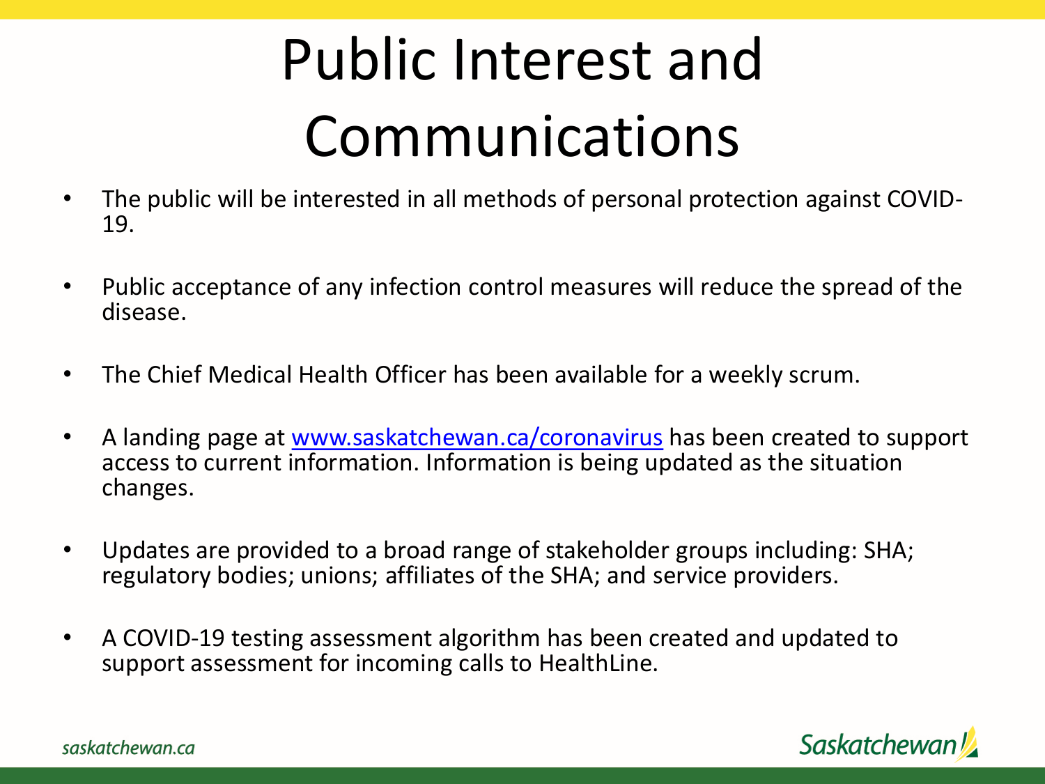# Public Interest and Communications

- The public will be interested in all methods of personal protection against COVID-19.
- Public acceptance of any infection control measures will reduce the spread of the disease.
- The Chief Medical Health Officer has been available for a weekly scrum.
- A landing page at [www.saskatchewan.ca/coronavirus](http://www.saskatchewan.ca/coronavirus) has been created to support access to current information. Information is being updated as the situation changes.
- Updates are provided to a broad range of stakeholder groups including: SHA; regulatory bodies; unions; affiliates of the SHA; and service providers.
- A COVID-19 testing assessment algorithm has been created and updated to support assessment for incoming calls to HealthLine.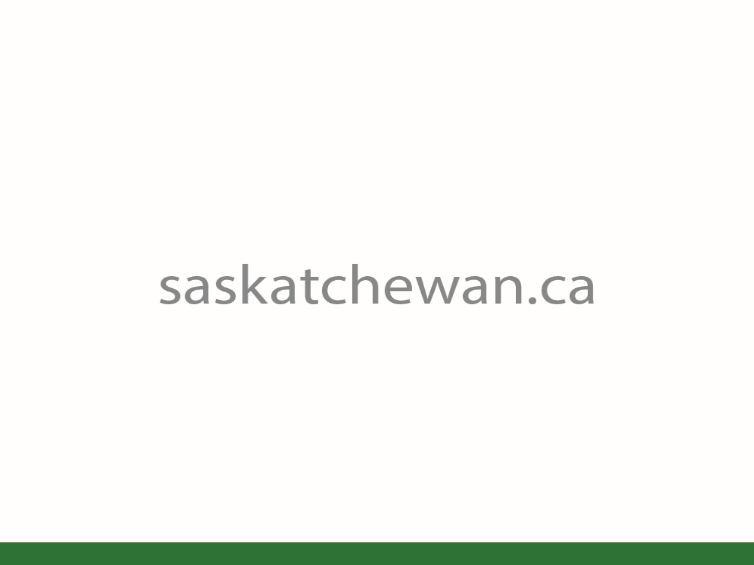saskatchewan.ca